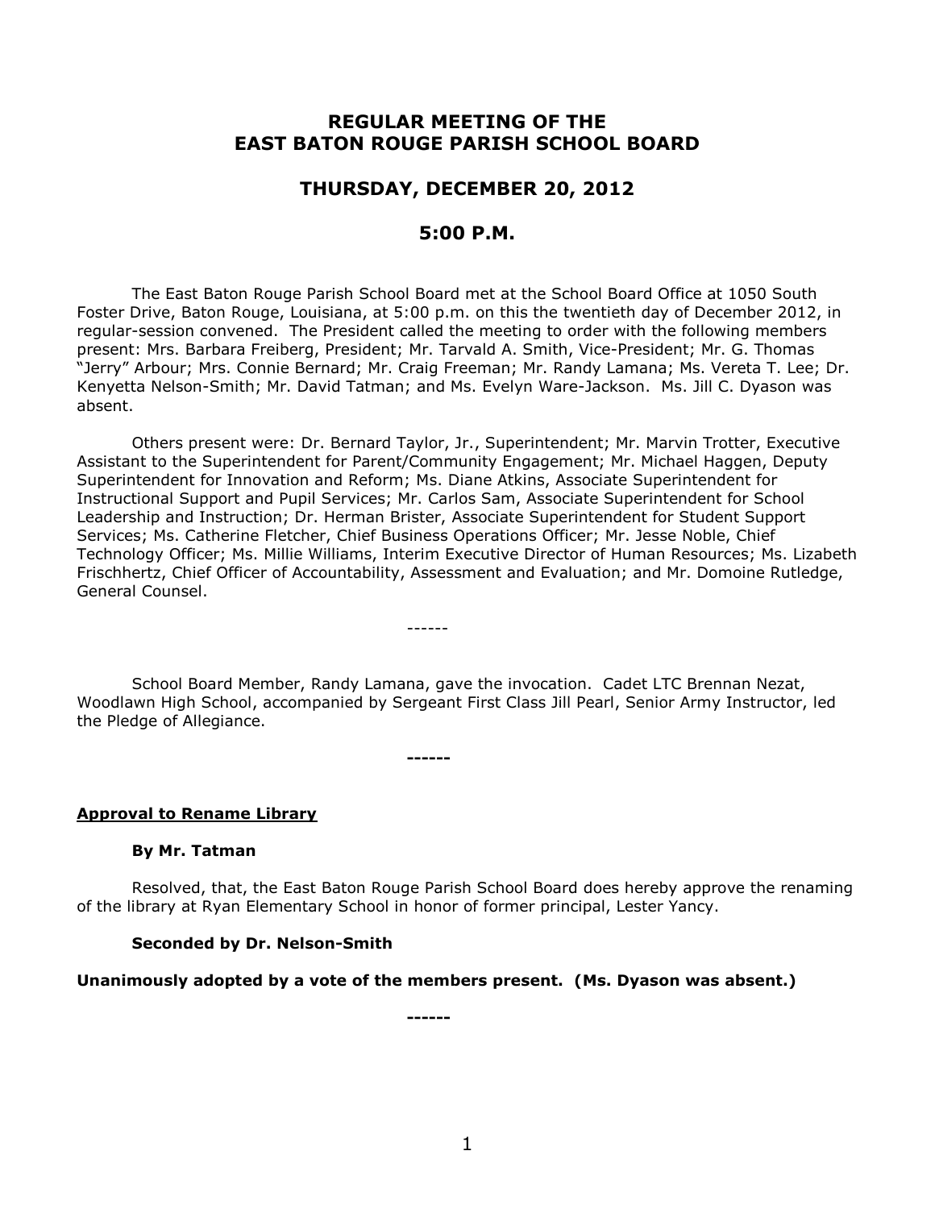# REGULAR MEETING OF THE EAST BATON ROUGE PARISH SCHOOL BOARD

## THURSDAY, DECEMBER 20, 2012

## 5:00 P.M.

The East Baton Rouge Parish School Board met at the School Board Office at 1050 South Foster Drive, Baton Rouge, Louisiana, at 5:00 p.m. on this the twentieth day of December 2012, in regular-session convened. The President called the meeting to order with the following members present: Mrs. Barbara Freiberg, President; Mr. Tarvald A. Smith, Vice-President; Mr. G. Thomas "Jerry" Arbour; Mrs. Connie Bernard; Mr. Craig Freeman; Mr. Randy Lamana; Ms. Vereta T. Lee; Dr. Kenyetta Nelson-Smith; Mr. David Tatman; and Ms. Evelyn Ware-Jackson. Ms. Jill C. Dyason was absent.

Others present were: Dr. Bernard Taylor, Jr., Superintendent; Mr. Marvin Trotter, Executive Assistant to the Superintendent for Parent/Community Engagement; Mr. Michael Haggen, Deputy Superintendent for Innovation and Reform; Ms. Diane Atkins, Associate Superintendent for Instructional Support and Pupil Services; Mr. Carlos Sam, Associate Superintendent for School Leadership and Instruction; Dr. Herman Brister, Associate Superintendent for Student Support Services; Ms. Catherine Fletcher, Chief Business Operations Officer; Mr. Jesse Noble, Chief Technology Officer; Ms. Millie Williams, Interim Executive Director of Human Resources; Ms. Lizabeth Frischhertz, Chief Officer of Accountability, Assessment and Evaluation; and Mr. Domoine Rutledge, General Counsel.

------

School Board Member, Randy Lamana, gave the invocation. Cadet LTC Brennan Nezat, Woodlawn High School, accompanied by Sergeant First Class Jill Pearl, Senior Army Instructor, led the Pledge of Allegiance.

**------**

**<u>Approval to Rename Library</u>**

**By Mr. Tatman**

Resolved, that, the East Baton Rouge Parish School Board does hereby approve the renaming of the library at Ryan Elementary School in honor of former principal, Lester Yancy.

**Seconded by Dr. Nelson-Smith**

**Unanimously adopted by a vote of the members present. (Ms. Dyason was absent.)**

**------**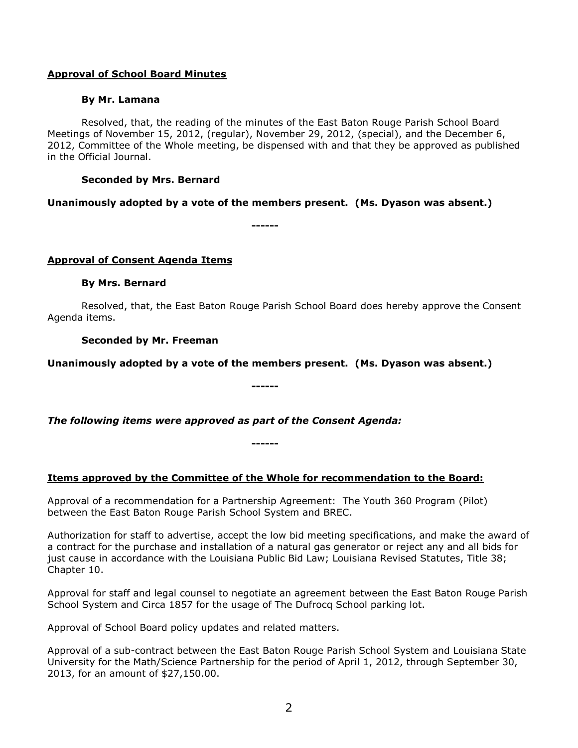**Approval of School Board Minutes**

**By Mr. Lamana**

Resolved, that, the reading of the minutes of the East Baton Rouge Parish School Board Meetings of November 15, 2012, (regular), November 29, 2012, (special), and the December 6, 2012, Committee of the Whole meeting, be dispensed with and that they be approved as published in the Official Journal.

**Seconded by Mrs. Bernard**

**Unanimously adopted by a vote of the members present. (Ms. Dyason was absent.)**

**------**

**Approval of Consent Agenda Items**

**By Mrs. Bernard**

Resolved, that, the East Baton Rouge Parish School Board does hereby approve the Consent Agenda items.

**Seconded by Mr. Freeman**

**Unanimously adopted by a vote of the members present. (Ms. Dyason was absent.)**

**------**

***The following items were approved as part of the Consent Agenda:***

**------**

**Items approved by the Committee of the Whole for recommendation to the Board:**

Approval of a recommendation for a Partnership Agreement: The Youth 360 Program (Pilot) between the East Baton Rouge Parish School System and BREC.

Authorization for staff to advertise, accept the low bid meeting specifications, and make the award of a contract for the purchase and installation of a natural gas generator or reject any and all bids for just cause in accordance with the Louisiana Public Bid Law; Louisiana Revised Statutes, Title 38; Chapter 10.

Approval for staff and legal counsel to negotiate an agreement between the East Baton Rouge Parish School System and Circa 1857 for the usage of The Dufrocq School parking lot.

Approval of School Board policy updates and related matters.

Approval of a sub-contract between the East Baton Rouge Parish School System and Louisiana State University for the Math/Science Partnership for the period of April 1, 2012, through September 30, 2013, for an amount of $27,150.00.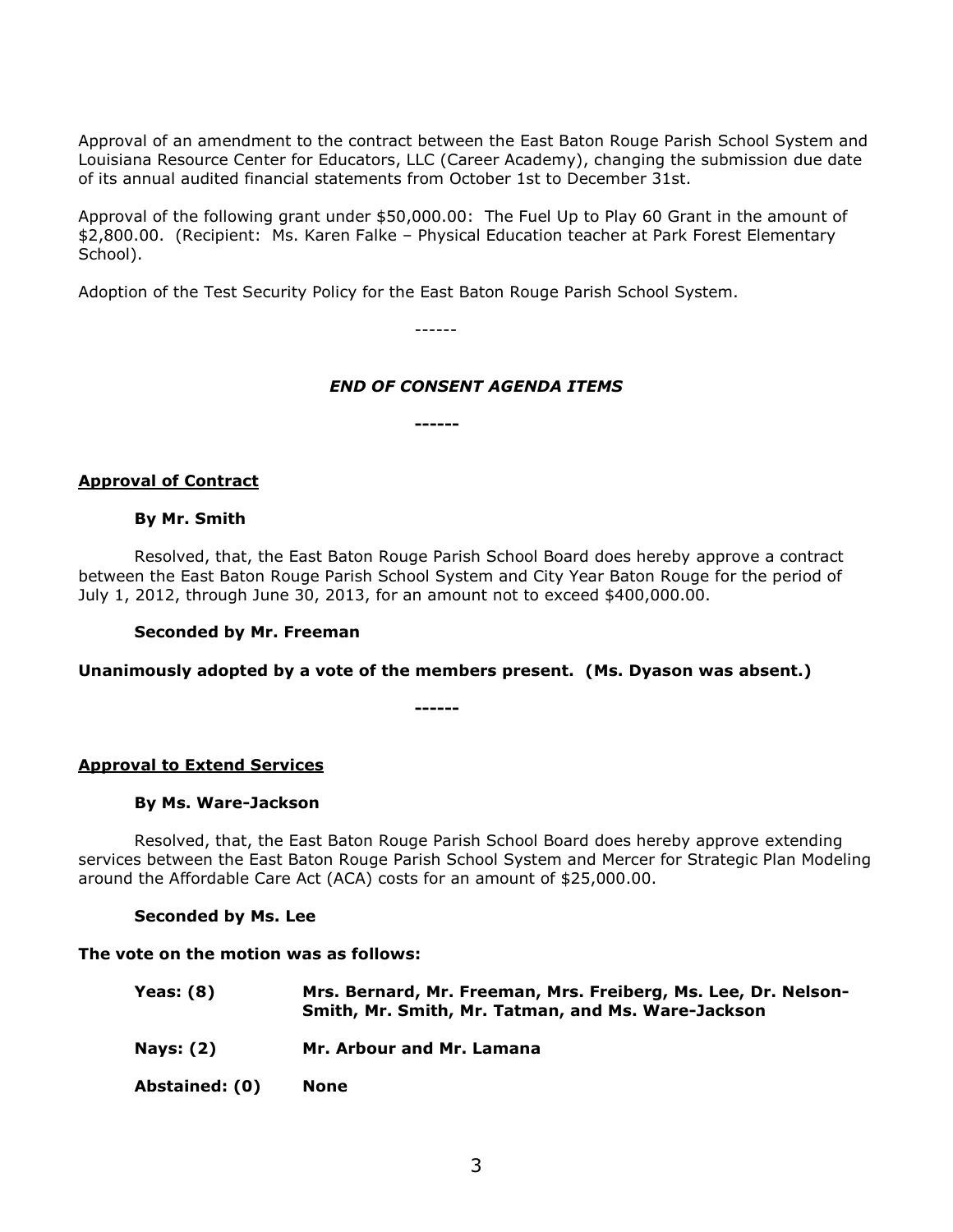Approval of an amendment to the contract between the East Baton Rouge Parish School System and Louisiana Resource Center for Educators, LLC (Career Academy), changing the submission due date of its annual audited financial statements from October 1st to December 31st.

Approval of the following grant under $50,000.00: The Fuel Up to Play 60 Grant in the amount of $2,800.00. (Recipient: Ms. Karen Falke – Physical Education teacher at Park Forest Elementary School).

Adoption of the Test Security Policy for the East Baton Rouge Parish School System.

------

***END OF CONSENT AGENDA ITEMS***

**------**

**Approval of Contract**

**By Mr. Smith**

Resolved, that, the East Baton Rouge Parish School Board does hereby approve a contract between the East Baton Rouge Parish School System and City Year Baton Rouge for the period of July 1, 2012, through June 30, 2013, for an amount not to exceed $400,000.00.

**Seconded by Mr. Freeman**

**Unanimously adopted by a vote of the members present. (Ms. Dyason was absent.)**

**------**

**Approval to Extend Services**

**By Ms. Ware-Jackson**

Resolved, that, the East Baton Rouge Parish School Board does hereby approve extending services between the East Baton Rouge Parish School System and Mercer for Strategic Plan Modeling around the Affordable Care Act (ACA) costs for an amount of $25,000.00.

**Seconded by Ms. Lee**

**The vote on the motion was as follows:**

| | |
|---|---|
| **Yeas: (8)** | **Mrs. Bernard, Mr. Freeman, Mrs. Freiberg, Ms. Lee, Dr. Nelson-Smith, Mr. Smith, Mr. Tatman, and Ms. Ware-Jackson** |
| **Nays: (2)** | **Mr. Arbour and Mr. Lamana** |
| **Abstained: (0)** | **None** |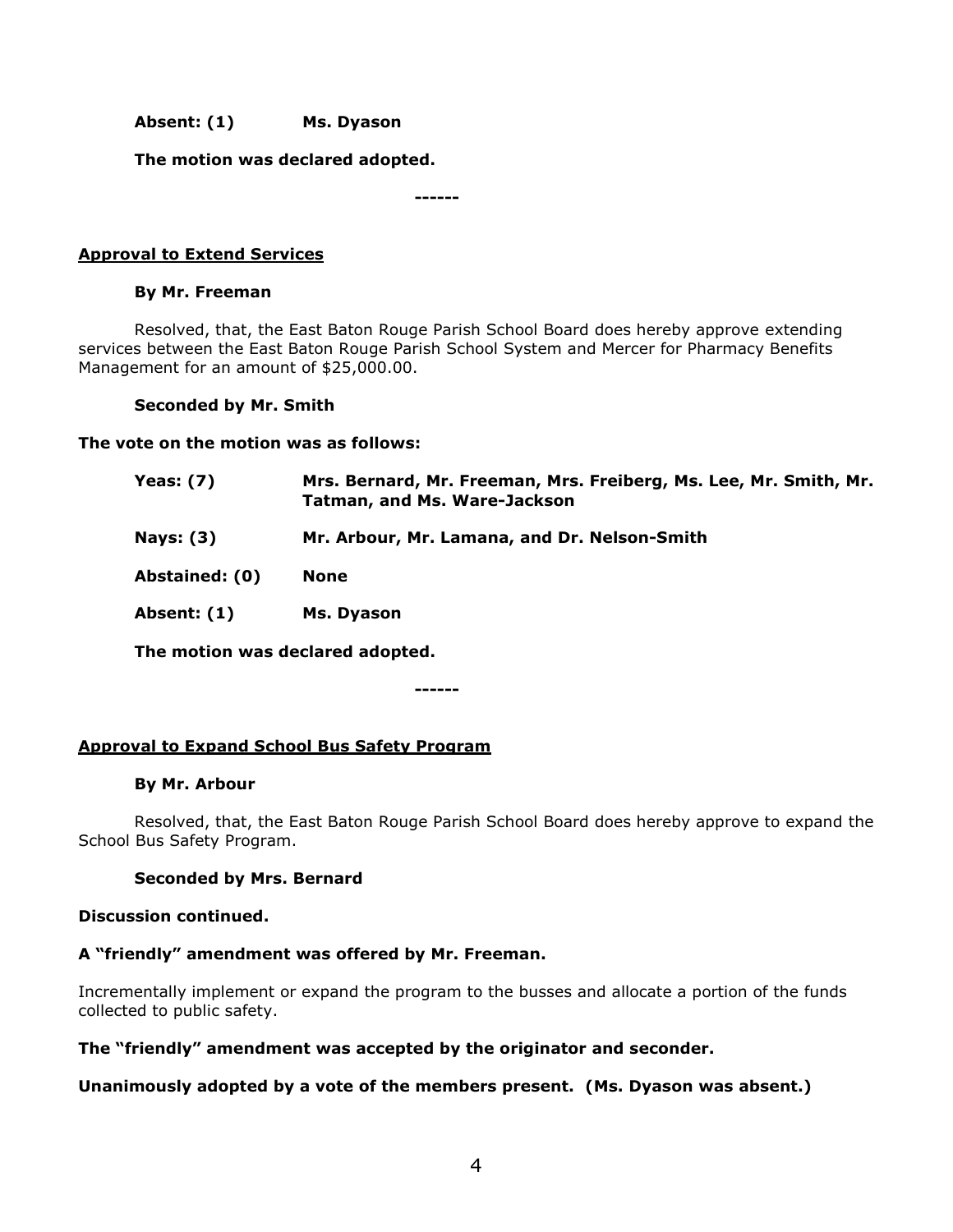**Absent: (1) Ms. Dyason**

**The motion was declared adopted.**

**------**

**Approval to Extend Services**

**By Mr. Freeman**

Resolved, that, the East Baton Rouge Parish School Board does hereby approve extending services between the East Baton Rouge Parish School System and Mercer for Pharmacy Benefits Management for an amount of $25,000.00.

**Seconded by Mr. Smith**

**The vote on the motion was as follows:**

**Yeas: (7) Mrs. Bernard, Mr. Freeman, Mrs. Freiberg, Ms. Lee, Mr. Smith, Mr. Tatman, and Ms. Ware-Jackson**

**Nays: (3) Mr. Arbour, Mr. Lamana, and Dr. Nelson-Smith**

**Abstained: (0) None**

**Absent: (1) Ms. Dyason**

**The motion was declared adopted.**

**------**

**Approval to Expand School Bus Safety Program**

**By Mr. Arbour**

Resolved, that, the East Baton Rouge Parish School Board does hereby approve to expand the School Bus Safety Program.

**Seconded by Mrs. Bernard**

**Discussion continued.**

**A "friendly" amendment was offered by Mr. Freeman.**

Incrementally implement or expand the program to the busses and allocate a portion of the funds collected to public safety.

**The "friendly" amendment was accepted by the originator and seconder.**

**Unanimously adopted by a vote of the members present. (Ms. Dyason was absent.)**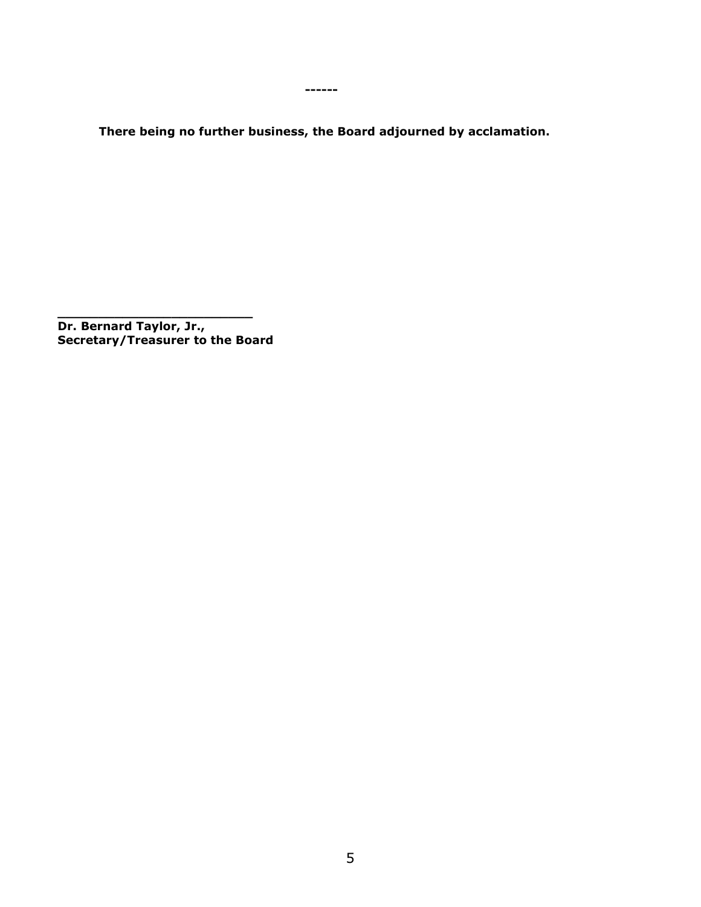------

**There being no further business, the Board adjourned by acclamation.**

\_\_\_\_\_\_\_\_\_\_\_\_\_\_\_\_\_\_\_\_\_\_\_\_\_\_

**Dr. Bernard Taylor, Jr.,**
**Secretary/Treasurer to the Board**